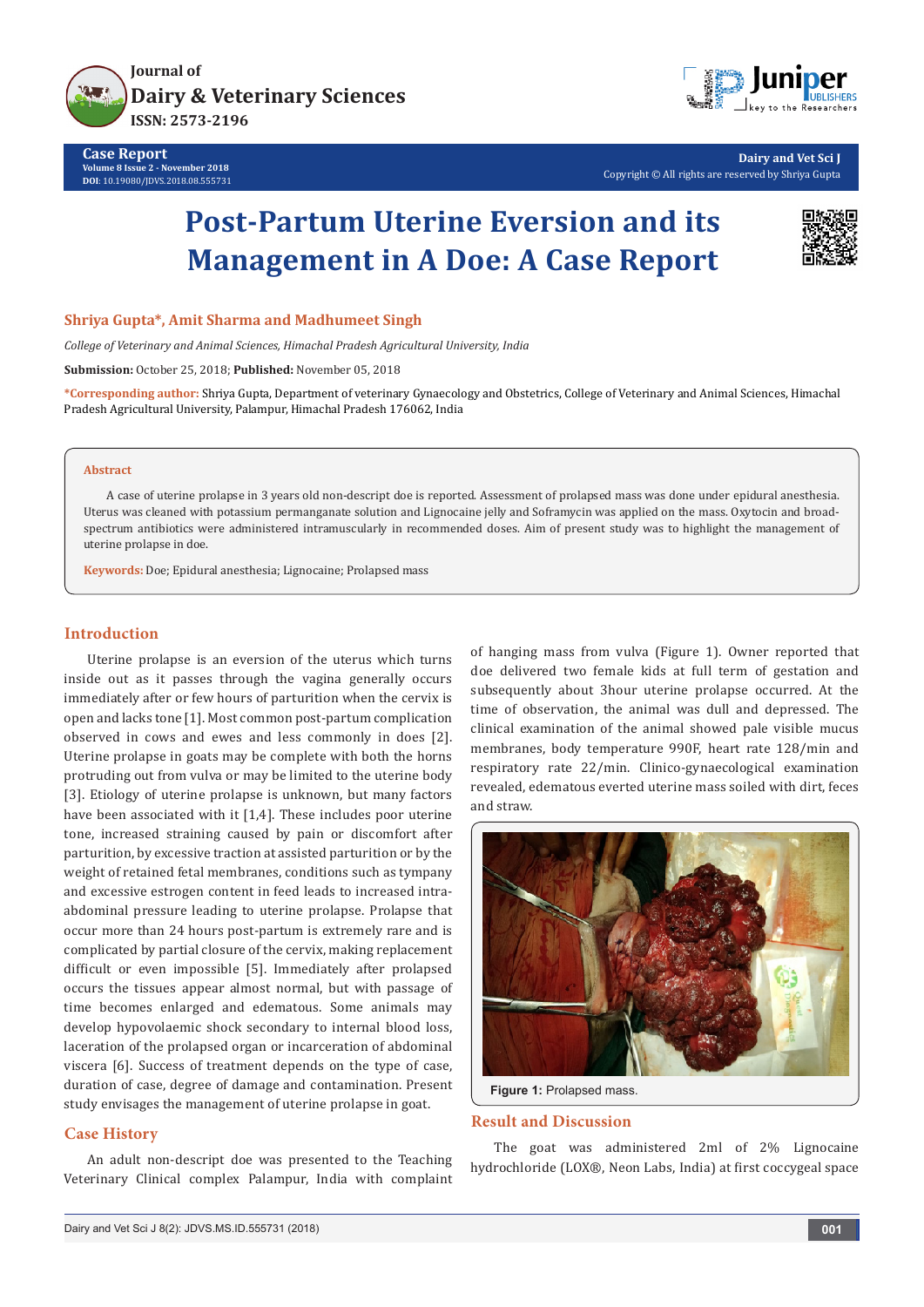# Post-Partum Uterine Eversion and its Management in A Doe: A Case Report

**Shriya Gupta*, Amit Sharma and Madhumeet Singh**

*College of Veterinary and Animal Sciences, Himachal Pradesh Agricultural University, India*

**Submission:** October 25, 2018; **Published:** November 05, 2018

***Corresponding author:** Shriya Gupta, Department of veterinary Gynaecology and Obstetrics, College of Veterinary and Animal Sciences, Himachal Pradesh Agricultural University, Palampur, Himachal Pradesh 176062, India

## Abstract

A case of uterine prolapse in 3 years old non-descript doe is reported. Assessment of prolapsed mass was done under epidural anesthesia. Uterus was cleaned with potassium permanganate solution and Lignocaine jelly and Soframycin was applied on the mass. Oxytocin and broad-spectrum antibiotics were administered intramuscularly in recommended doses. Aim of present study was to highlight the management of uterine prolapse in doe.

**Keywords:** Doe; Epidural anesthesia; Lignocaine; Prolapsed mass

## Introduction

Uterine prolapse is an eversion of the uterus which turns inside out as it passes through the vagina generally occurs immediately after or few hours of parturition when the cervix is open and lacks tone [1]. Most common post-partum complication observed in cows and ewes and less commonly in does [2]. Uterine prolapse in goats may be complete with both the horns protruding out from vulva or may be limited to the uterine body [3]. Etiology of uterine prolapse is unknown, but many factors have been associated with it [1,4]. These includes poor uterine tone, increased straining caused by pain or discomfort after parturition, by excessive traction at assisted parturition or by the weight of retained fetal membranes, conditions such as tympany and excessive estrogen content in feed leads to increased intra-abdominal pressure leading to uterine prolapse. Prolapse that occur more than 24 hours post-partum is extremely rare and is complicated by partial closure of the cervix, making replacement difficult or even impossible [5]. Immediately after prolapsed occurs the tissues appear almost normal, but with passage of time becomes enlarged and edematous. Some animals may develop hypovolaemic shock secondary to internal blood loss, laceration of the prolapsed organ or incarceration of abdominal viscera [6]. Success of treatment depends on the type of case, duration of case, degree of damage and contamination. Present study envisages the management of uterine prolapse in goat.

## Case History

An adult non-descript doe was presented to the Teaching Veterinary Clinical complex Palampur, India with complaint of hanging mass from vulva (Figure 1). Owner reported that doe delivered two female kids at full term of gestation and subsequently about 3hour uterine prolapse occurred. At the time of observation, the animal was dull and depressed. The clinical examination of the animal showed pale visible mucus membranes, body temperature 990F, heart rate 128/min and respiratory rate 22/min. Clinico-gynaecological examination revealed, edematous everted uterine mass soiled with dirt, feces and straw.

**Figure 1:** Prolapsed mass.

## Result and Discussion

The goat was administered 2ml of 2% Lignocaine hydrochloride (LOX®, Neon Labs, India) at first coccygeal space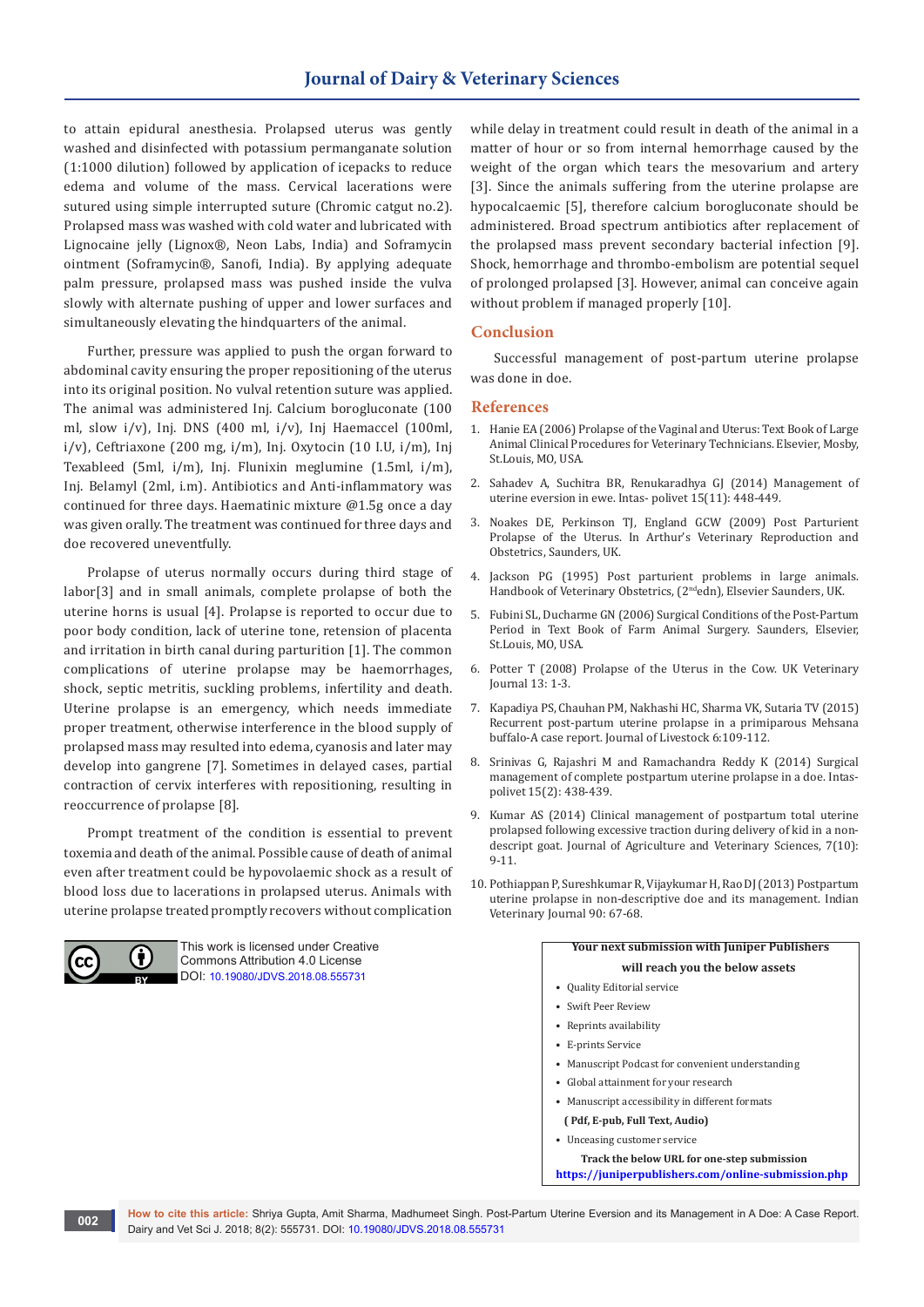to attain epidural anesthesia. Prolapsed uterus was gently washed and disinfected with potassium permanganate solution (1:1000 dilution) followed by application of icepacks to reduce edema and volume of the mass. Cervical lacerations were sutured using simple interrupted suture (Chromic catgut no.2). Prolapsed mass was washed with cold water and lubricated with Lignocaine jelly (Lignox®, Neon Labs, India) and Soframycin ointment (Soframycin®, Sanofi, India). By applying adequate palm pressure, prolapsed mass was pushed inside the vulva slowly with alternate pushing of upper and lower surfaces and simultaneously elevating the hindquarters of the animal.

Further, pressure was applied to push the organ forward to abdominal cavity ensuring the proper repositioning of the uterus into its original position. No vulval retention suture was applied. The animal was administered Inj. Calcium borogluconate (100 ml, slow i/v), Inj. DNS (400 ml, i/v), Inj Haemaccel (100ml, i/v), Ceftriaxone (200 mg, i/m), Inj. Oxytocin (10 I.U, i/m), Inj Texableed (5ml, i/m), Inj. Flunixin meglumine (1.5ml, i/m), Inj. Belamyl (2ml, i.m). Antibiotics and Anti-inflammatory was continued for three days. Haematinic mixture @1.5g once a day was given orally. The treatment was continued for three days and doe recovered uneventfully.

Prolapse of uterus normally occurs during third stage of labor[3] and in small animals, complete prolapse of both the uterine horns is usual [4]. Prolapse is reported to occur due to poor body condition, lack of uterine tone, retension of placenta and irritation in birth canal during parturition [1]. The common complications of uterine prolapse may be haemorrhages, shock, septic metritis, suckling problems, infertility and death. Uterine prolapse is an emergency, which needs immediate proper treatment, otherwise interference in the blood supply of prolapsed mass may resulted into edema, cyanosis and later may develop into gangrene [7]. Sometimes in delayed cases, partial contraction of cervix interferes with repositioning, resulting in reoccurrence of prolapse [8].

Prompt treatment of the condition is essential to prevent toxemia and death of the animal. Possible cause of death of animal even after treatment could be hypovolaemic shock as a result of blood loss due to lacerations in prolapsed uterus. Animals with uterine prolapse treated promptly recovers without complication while delay in treatment could result in death of the animal in a matter of hour or so from internal hemorrhage caused by the weight of the organ which tears the mesovarium and artery [3]. Since the animals suffering from the uterine prolapse are hypocalcaemic [5], therefore calcium borogluconate should be administered. Broad spectrum antibiotics after replacement of the prolapsed mass prevent secondary bacterial infection [9]. Shock, hemorrhage and thrombo-embolism are potential sequel of prolonged prolapsed [3]. However, animal can conceive again without problem if managed properly [10].

## Conclusion

Successful management of post-partum uterine prolapse was done in doe.

## References

1. Hanie EA (2006) Prolapse of the Vaginal and Uterus: Text Book of Large Animal Clinical Procedures for Veterinary Technicians. Elsevier, Mosby, St.Louis, MO, USA.
2. Sahadev A, Suchitra BR, Renukaradhya GJ (2014) Management of uterine eversion in ewe. Intas- polivet 15(11): 448-449.
3. Noakes DE, Perkinson TJ, England GCW (2009) Post Parturient Prolapse of the Uterus. In Arthur's Veterinary Reproduction and Obstetrics, Saunders, UK.
4. Jackson PG (1995) Post parturient problems in large animals. Handbook of Veterinary Obstetrics, (2nd edn), Elsevier Saunders, UK.
5. Fubini SL, Ducharme GN (2006) Surgical Conditions of the Post-Partum Period in Text Book of Farm Animal Surgery. Saunders, Elsevier, St.Louis, MO, USA.
6. Potter T (2008) Prolapse of the Uterus in the Cow. UK Veterinary Journal 13: 1-3.
7. Kapadiya PS, Chauhan PM, Nakhashi HC, Sharma VK, Sutaria TV (2015) Recurrent post-partum uterine prolapse in a primiparous Mehsana buffalo-A case report. Journal of Livestock 6:109-112.
8. Srinivas G, Rajashri M and Ramachandra Reddy K (2014) Surgical management of complete postpartum uterine prolapse in a doe. Intas-polivet 15(2): 438-439.
9. Kumar AS (2014) Clinical management of postpartum total uterine prolapsed following excessive traction during delivery of kid in a non-descript goat. Journal of Agriculture and Veterinary Sciences, 7(10): 9-11.
10. Pothiappan P, Sureshkumar R, Vijaykumar H, Rao DJ (2013) Postpartum uterine prolapse in non-descriptive doe and its management. Indian Veterinary Journal 90: 67-68.

This work is licensed under Creative Commons Attribution 4.0 License
DOI: 10.19080/JDVS.2018.08.555731

**Your next submission with Juniper Publishers will reach you the below assets**

- Quality Editorial service
- Swift Peer Review
- Reprints availability
- E-prints Service
- Manuscript Podcast for convenient understanding
- Global attainment for your research
- Manuscript accessibility in different formats
  **( Pdf, E-pub, Full Text, Audio)**
- Unceasing customer service

**Track the below URL for one-step submission**
**https://juniperpublishers.com/online-submission.php**

How to cite this article: Shriya Gupta, Amit Sharma, Madhumeet Singh. Post-Partum Uterine Eversion and its Management in A Doe: A Case Report. Dairy and Vet Sci J. 2018; 8(2): 555731. DOI: 10.19080/JDVS.2018.08.555731